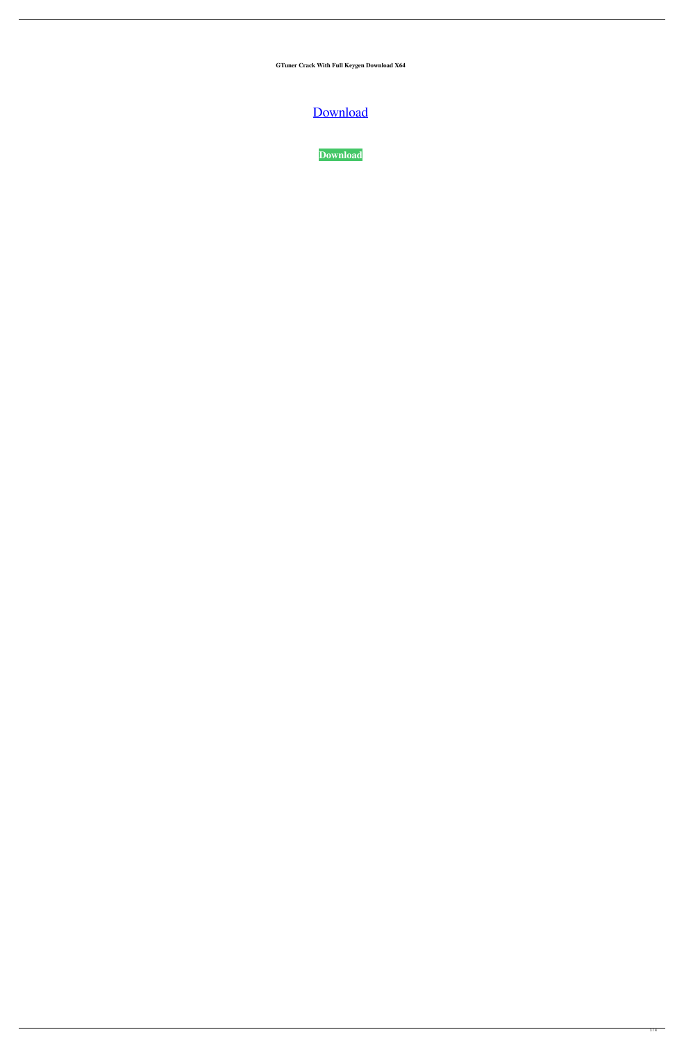**GTuner Crack With Full Keygen Download X64**

Download

**Download**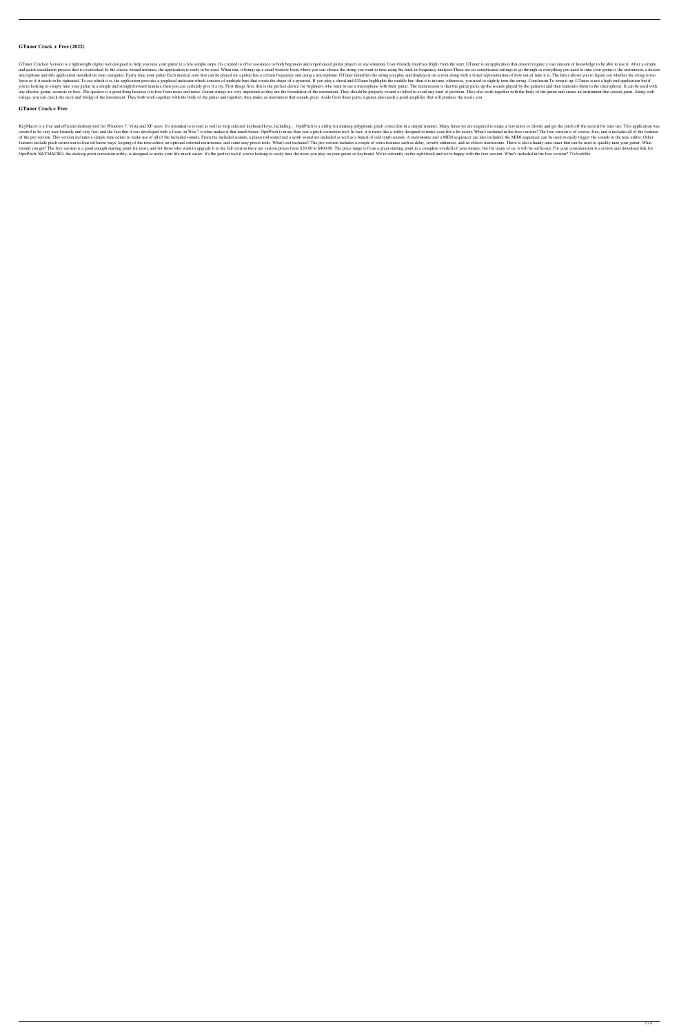## GTuner Crack + Free (2022)

GTuner Cracked Version is a lightweight digital tool designed to help you tune your guitar in a few simple steps. It's created to offer assistance to both beginners and experienced guitar players in any situation. User-friendly interface Right from the start, GTuner is an application that doesn't require a vast amount of knowledge to be able to use it. After a simple and quick installation process that is overlooked by the classic wizard instance, the application is ready to be used. When run, it brings up a small window from where you can choose the string you want to tune using the built-in frequency analyzer.There are no complicated settings to go through as everything you need to tune your guitar is the instrument, a decent microphone and this application installed on your computer. Easily tune your guitar Each musical note that can be played on a guitar has a certain frequency and using a microphone, GTuner identifies the string you play and displays it on screen along with a visual representation of how out of tune it is. The latter allows you to figure out whether the string is too loose or if it needs to be tightened. To see which it is, the application provides a graphical indicator which consists of multiple bars that create the shape of a pyramid. If you play a chord and GTuner highlights the middle bar, then it is in tune, otherwise, you need to slightly tune the string. Conclusion To wrap it up, GTuner is not a high-end application but if you're looking to simply tune your guitar in a simple and straightforward manner, then you can certainly give it a try. First things first, this is the perfect device for beginners who want to use a microphone with their guitar. The main reason is that the guitar picks up the sounds played by the guitarist and then transmits them to the microphone. It can be used with any electric guitar, acoustic or bass. The speaker is a great thing because it is free from noise and noise. Guitar strings are very important as they are the foundation of the instrument. They should be properly wound or lubed to avoid any kind of problem. They also work together with the body of the guitar and create an instrument that sounds great. Along with strings, you can check the neck and bridge of the instrument. They both work together with the body of the guitar and together, they make an instrument that sounds great. Aside from these parts, a guitar also needs a good amplifier that will produce the music you

## GTuner Crack+ Free

KeyMacro is a free and efficient desktop tool for Windows 7, Vista and XP users. It's intended to record as well as loop selected keyboard keys, including… OptiPitch is a utility for making polyphonic pitch correction in a simple manner. Many times we are required to make a few notes or chords and get the pitch off the record for later use. This application was created to be very user friendly and very fast, and the fact that it was developed with a focus on Win 7 is what makes it that much better. OptiPitch is more than just a pitch correction tool. In fact, it is more like a utility designed to make your life a lot easier. What's included in the free version? The free version is of course, free, and it includes all of the features of the pro version. This version includes a simple tone editor to make use of all of the included sounds. From the included sounds, a piano roll sound and a synth sound are included as well as a bunch of odd synth sounds. A metronome and a MIDI sequencer are also included, the MIDI sequencer can be used to easily trigger the sounds in the tone editor. Other features include pitch correction in four different ways, looping of the tone editor, an optional external metronome, and some easy preset tools. What's not included? The pro version includes a couple of extra features such as delay, reverb, enhancer, and an effects metronome. There is also a handy auto tuner that can be used to quickly tune your guitar. What should you get? The free version is a good enough starting point for most, and for those who want to upgrade it to the full version there are various prices from $20.00 to $400.00. The price range is from a great starting point to a complete overkill of your money, but for many of us, it will be sufficient. For your consideration is a review and download link for OptiPitch. KEYMACRO, the desktop pitch correction utility, is designed to make your life much easier. It's the perfect tool if you're looking to easily tune the notes you play on your guitar or keyboard. We're currently on the right track and we're happy with the free version. What's included in the free version? 77a5ca646e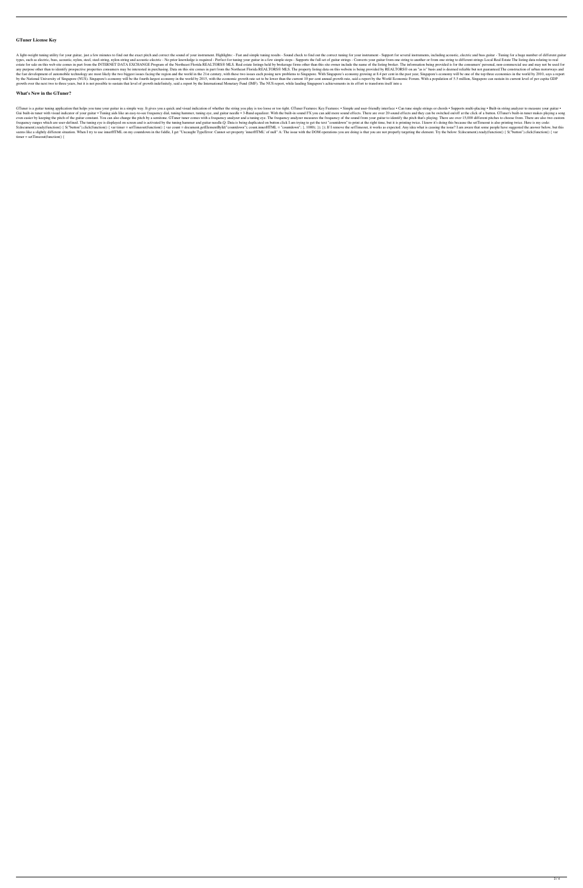## GTuner License Key

A light-weight tuning utility for your guitar, just a few minutes to find out the exact pitch and correct the sound of your instrument. Highlights: - Fast and simple tuning results - Sound check to find out the correct tuning for your instrument - Support for several instruments, including acoustic, electric and bass guitar - Tuning for a huge number of different guitar types, such as electric, bass, acoustic, nylon, steel, steel-string, nylon-string and acoustic-electric - No prior knowledge is required - Perfect for tuning your guitar in a few simple steps - Supports the full set of guitar strings - Converts your guitar from one string to another or from one string to different strings Local Real Estate The listing data relating to real estate for sale on this web site comes in part from the INTERNET DATA EXCHANGE Program of the Northeast Florida REALTORS® MLS. Real estate listings held by brokerage firms other than this site owner include the name of the listing broker. The information being provided is for the consumers' personal, non-commercial use and may not be used for any purpose other than to identify prospective properties consumers may be interested in purchasing. Data on this site comes in part from the Northeast Florida REALTORS® MLS. The property listing data on this website is being provided by REALTORS® on an "as is" basis and is deemed reliable but not guaranteed.The construction of urban motorways and the fast development of automobile technology are most likely the two biggest issues facing the region and the world in the 21st century, with these two issues each posing new problems to Singapore. With Singapore's economy growing at 8.4 per cent in the past year, Singapore's economy will be one of the top three economies in the world by 2010, says a report by the National University of Singapore (NUS). Singapore's economy will be the fourth-largest economy in the world by 2015, with the economic growth rate set to be lower than the current 10 per cent annual growth rate, said a report by the World Economic Forum. With a population of 5.5 million, Singapore can sustain its current level of per capita GDP growth over the next two to three years, but it is not possible to sustain that level of growth indefinitely, said a report by the International Monetary Fund (IMF). The NUS report, while lauding Singapore's achievements in its effort to transform itself into a

## What's New in the GTuner?

GTuner is a guitar tuning application that helps you tune your guitar in a simple way. It gives you a quick and visual indication of whether the string you play is too loose or too tight. GTuner Features: Key Features: • Simple and user-friendly interface • Can tune single strings or chords • Supports multi-placing • Built-in string analyzer to measure your guitar • Gui built-in tuner with visual indicator of your guitar • Tuning aids like an easy-to-see frequency dial, tuning hammer, tuning eye, and guitar needle • 3-Band equalizer. With the built-in sound FX you can add more sound effects. There are over 20 sound effects and they can be switched on/off at the click of a button. GTuner's built-in tuner makes playing a song even easier by keeping the pitch of the guitar constant. You can also change the pitch by a semitone. GTuner tuner comes with a frequency analyzer and a tuning eye. The frequency analyzer measures the frequency of the sound from your guitar to identify the pitch that's playing. There are over 15,000 different pitches to choose from. There are also two custom frequency ranges which are user-defined. The tuning eye is displayed on screen and is activated by the tuning hammer and guitar needle.Q: Data is being duplicated on button click I am trying to get the text "countdown" to print at the right time, but it is printing twice. I know it's doing this because the setTimeout is also printing twice. Here is my code: $(document).ready(function() { $("button").click(function() { var timer = setTimeout(function() { var count = document.getElementById("countdown"); count.innerHTML = "countdown"; }, 1000); }); }); If I remove the setTimeout, it works as expected. Any idea what is causing the issue? I am aware that some people have suggested the answer below, but this seems like a slightly different situation. When I try to use innerHTML on my countdown in the fiddle, I get "Uncaught TypeError: Cannot set property 'innerHTML' of null" A: The issue with the DOM operations you are doing is that you are not properly targeting the element. Try the below: $(document).ready(function() { $("button").click(function() { var timer = setTimeout(function() {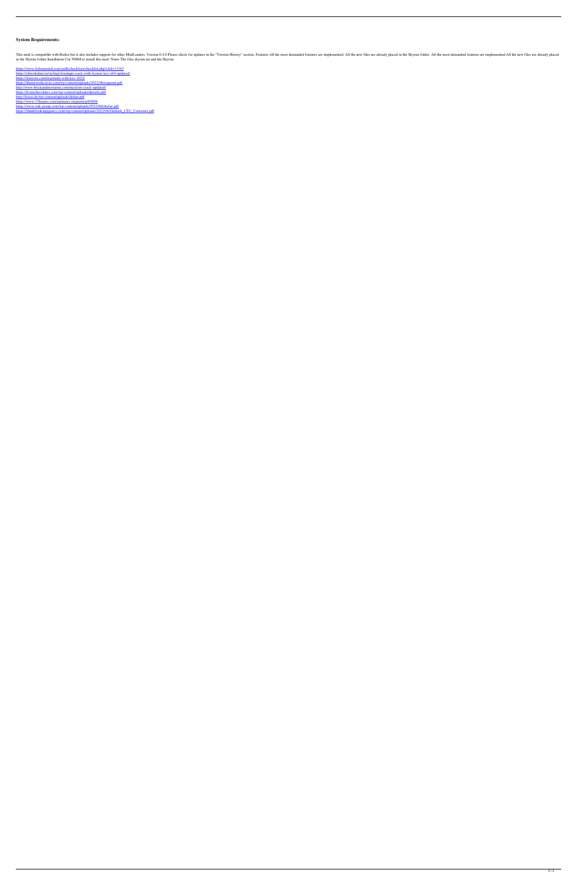**System Requirements:**

This mod is compatible with Redox but it also includes support for other ModLoaders. Version 0.4.0 Please check for updates in the "Version History" section. Features All the most demanded features are implemented. All the new files are already placed in the Skyrim folder. All the most demanded features are implemented.All the new files are already placed in the Skyrim folder.Installation Use NMM to install this mod. Notes The files skyrim.ini and the Skyrim

https://www.lichenportal.org/cnalh/checklists/checklist.php?clid=13163
https://vibeworkshut.ru/styling/cloudapp-crack-with-license-key-x64-updated/
https://kireeste.com/mjemails-with-key-2022/
https://thenetworkcircle.com/wp-content/uploads/2022/06/orparmi.pdf
http://www.brickandmortarmi.com/maxform-crack-updated/
https://fcvmchocolates.com/wp-content/uploads/darielis.pdf
http://listoo.de/wp-content/uploads/dirhan.pdf
https://www.15heures.com/animaux-mignons/p/69808
https://www.onk-group.com/wp-content/uploads/2022/06/zhyfar.pdf
https://blankbookingagency.com/wp-content/uploads/2022/06/Outlook_CSV_Converter.pdf